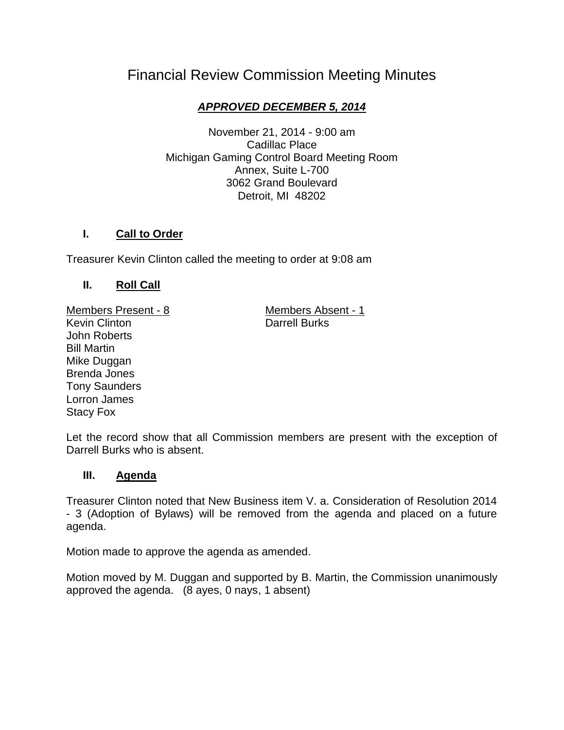# Financial Review Commission Meeting Minutes

***APPROVED DECEMBER 5, 2014***

November 21, 2014 - 9:00 am
Cadillac Place
Michigan Gaming Control Board Meeting Room
Annex, Suite L-700
3062 Grand Boulevard
Detroit, MI 48202

## I. Call to Order

Treasurer Kevin Clinton called the meeting to order at 9:08 am

## II. Roll Call

| Members Present - 8 | Members Absent - 1 |
|---|---|
| Kevin Clinton | Darrell Burks |
| John Roberts | |
| Bill Martin | |
| Mike Duggan | |
| Brenda Jones | |
| Tony Saunders | |
| Lorron James | |
| Stacy Fox | |

Let the record show that all Commission members are present with the exception of Darrell Burks who is absent.

## III. Agenda

Treasurer Clinton noted that New Business item V. a. Consideration of Resolution 2014 - 3 (Adoption of Bylaws) will be removed from the agenda and placed on a future agenda.

Motion made to approve the agenda as amended.

Motion moved by M. Duggan and supported by B. Martin, the Commission unanimously approved the agenda. (8 ayes, 0 nays, 1 absent)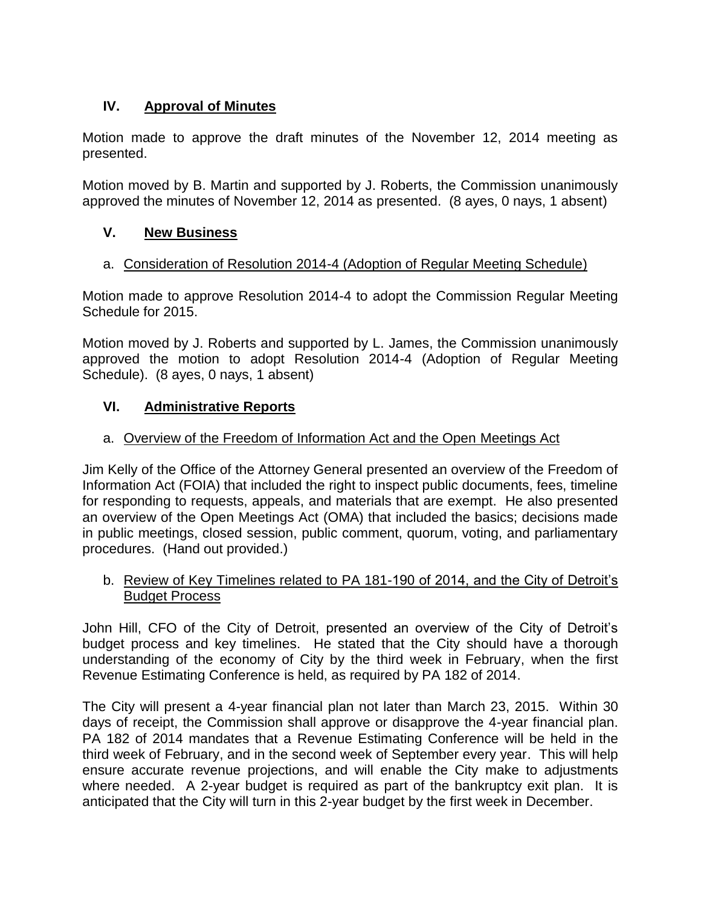## IV. Approval of Minutes

Motion made to approve the draft minutes of the November 12, 2014 meeting as presented.

Motion moved by B. Martin and supported by J. Roberts, the Commission unanimously approved the minutes of November 12, 2014 as presented. (8 ayes, 0 nays, 1 absent)

## V. New Business

a. Consideration of Resolution 2014-4 (Adoption of Regular Meeting Schedule)

Motion made to approve Resolution 2014-4 to adopt the Commission Regular Meeting Schedule for 2015.

Motion moved by J. Roberts and supported by L. James, the Commission unanimously approved the motion to adopt Resolution 2014-4 (Adoption of Regular Meeting Schedule). (8 ayes, 0 nays, 1 absent)

## VI. Administrative Reports

a. Overview of the Freedom of Information Act and the Open Meetings Act

Jim Kelly of the Office of the Attorney General presented an overview of the Freedom of Information Act (FOIA) that included the right to inspect public documents, fees, timeline for responding to requests, appeals, and materials that are exempt. He also presented an overview of the Open Meetings Act (OMA) that included the basics; decisions made in public meetings, closed session, public comment, quorum, voting, and parliamentary procedures. (Hand out provided.)

b. Review of Key Timelines related to PA 181-190 of 2014, and the City of Detroit's Budget Process

John Hill, CFO of the City of Detroit, presented an overview of the City of Detroit's budget process and key timelines. He stated that the City should have a thorough understanding of the economy of City by the third week in February, when the first Revenue Estimating Conference is held, as required by PA 182 of 2014.

The City will present a 4-year financial plan not later than March 23, 2015. Within 30 days of receipt, the Commission shall approve or disapprove the 4-year financial plan. PA 182 of 2014 mandates that a Revenue Estimating Conference will be held in the third week of February, and in the second week of September every year. This will help ensure accurate revenue projections, and will enable the City make to adjustments where needed. A 2-year budget is required as part of the bankruptcy exit plan. It is anticipated that the City will turn in this 2-year budget by the first week in December.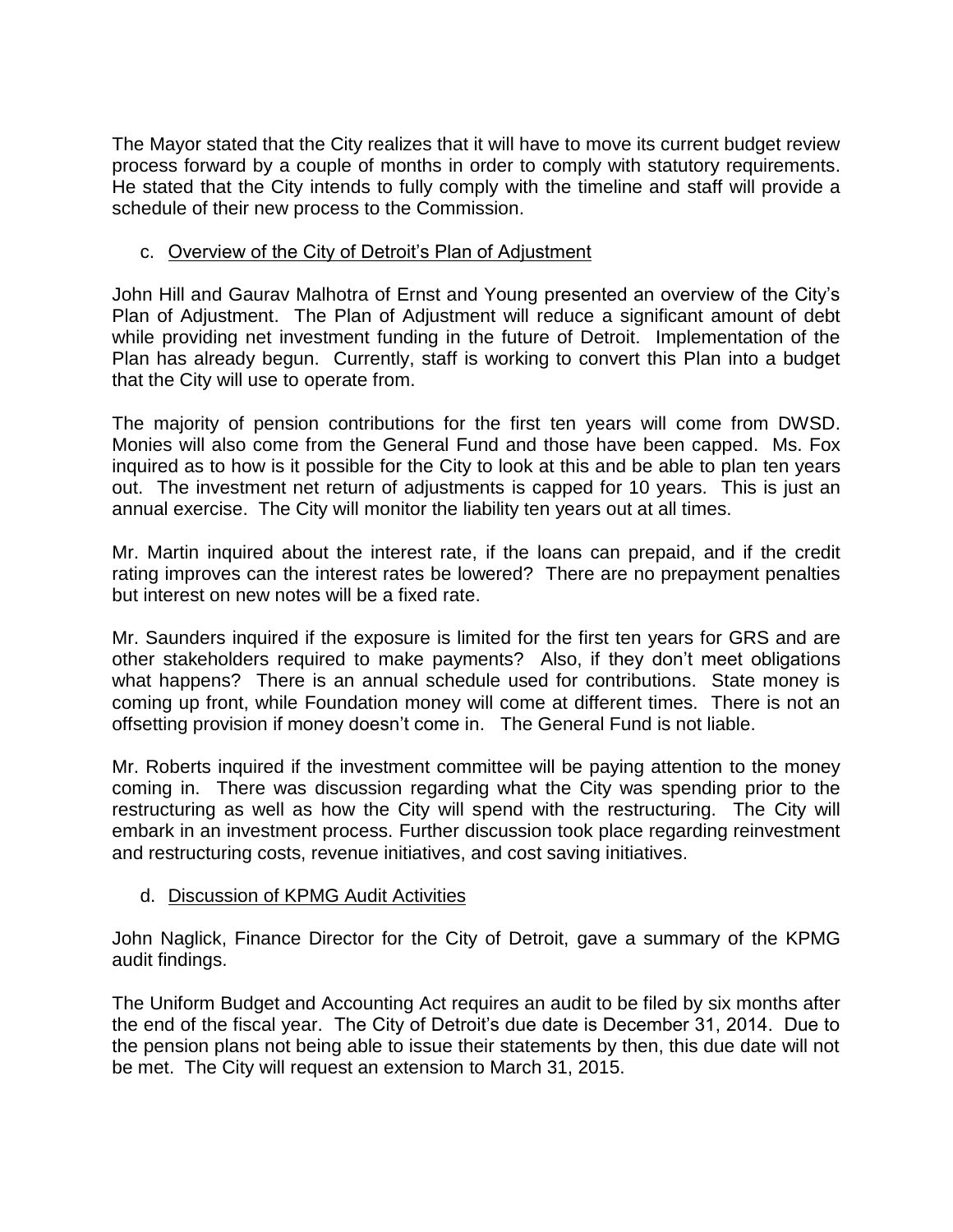The Mayor stated that the City realizes that it will have to move its current budget review process forward by a couple of months in order to comply with statutory requirements. He stated that the City intends to fully comply with the timeline and staff will provide a schedule of their new process to the Commission.

c. Overview of the City of Detroit's Plan of Adjustment

John Hill and Gaurav Malhotra of Ernst and Young presented an overview of the City's Plan of Adjustment. The Plan of Adjustment will reduce a significant amount of debt while providing net investment funding in the future of Detroit. Implementation of the Plan has already begun. Currently, staff is working to convert this Plan into a budget that the City will use to operate from.

The majority of pension contributions for the first ten years will come from DWSD. Monies will also come from the General Fund and those have been capped. Ms. Fox inquired as to how is it possible for the City to look at this and be able to plan ten years out. The investment net return of adjustments is capped for 10 years. This is just an annual exercise. The City will monitor the liability ten years out at all times.

Mr. Martin inquired about the interest rate, if the loans can prepaid, and if the credit rating improves can the interest rates be lowered? There are no prepayment penalties but interest on new notes will be a fixed rate.

Mr. Saunders inquired if the exposure is limited for the first ten years for GRS and are other stakeholders required to make payments? Also, if they don't meet obligations what happens? There is an annual schedule used for contributions. State money is coming up front, while Foundation money will come at different times. There is not an offsetting provision if money doesn't come in. The General Fund is not liable.

Mr. Roberts inquired if the investment committee will be paying attention to the money coming in. There was discussion regarding what the City was spending prior to the restructuring as well as how the City will spend with the restructuring. The City will embark in an investment process. Further discussion took place regarding reinvestment and restructuring costs, revenue initiatives, and cost saving initiatives.

d. Discussion of KPMG Audit Activities

John Naglick, Finance Director for the City of Detroit, gave a summary of the KPMG audit findings.

The Uniform Budget and Accounting Act requires an audit to be filed by six months after the end of the fiscal year. The City of Detroit's due date is December 31, 2014. Due to the pension plans not being able to issue their statements by then, this due date will not be met. The City will request an extension to March 31, 2015.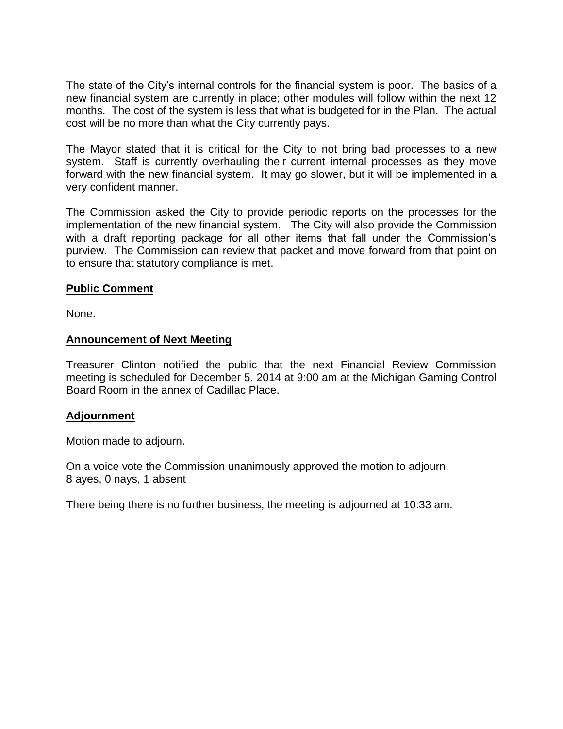The state of the City's internal controls for the financial system is poor. The basics of a new financial system are currently in place; other modules will follow within the next 12 months. The cost of the system is less that what is budgeted for in the Plan. The actual cost will be no more than what the City currently pays.

The Mayor stated that it is critical for the City to not bring bad processes to a new system. Staff is currently overhauling their current internal processes as they move forward with the new financial system. It may go slower, but it will be implemented in a very confident manner.

The Commission asked the City to provide periodic reports on the processes for the implementation of the new financial system. The City will also provide the Commission with a draft reporting package for all other items that fall under the Commission's purview. The Commission can review that packet and move forward from that point on to ensure that statutory compliance is met.

**Public Comment**

None.

**Announcement of Next Meeting**

Treasurer Clinton notified the public that the next Financial Review Commission meeting is scheduled for December 5, 2014 at 9:00 am at the Michigan Gaming Control Board Room in the annex of Cadillac Place.

**Adjournment**

Motion made to adjourn.

On a voice vote the Commission unanimously approved the motion to adjourn.
8 ayes, 0 nays, 1 absent

There being there is no further business, the meeting is adjourned at 10:33 am.